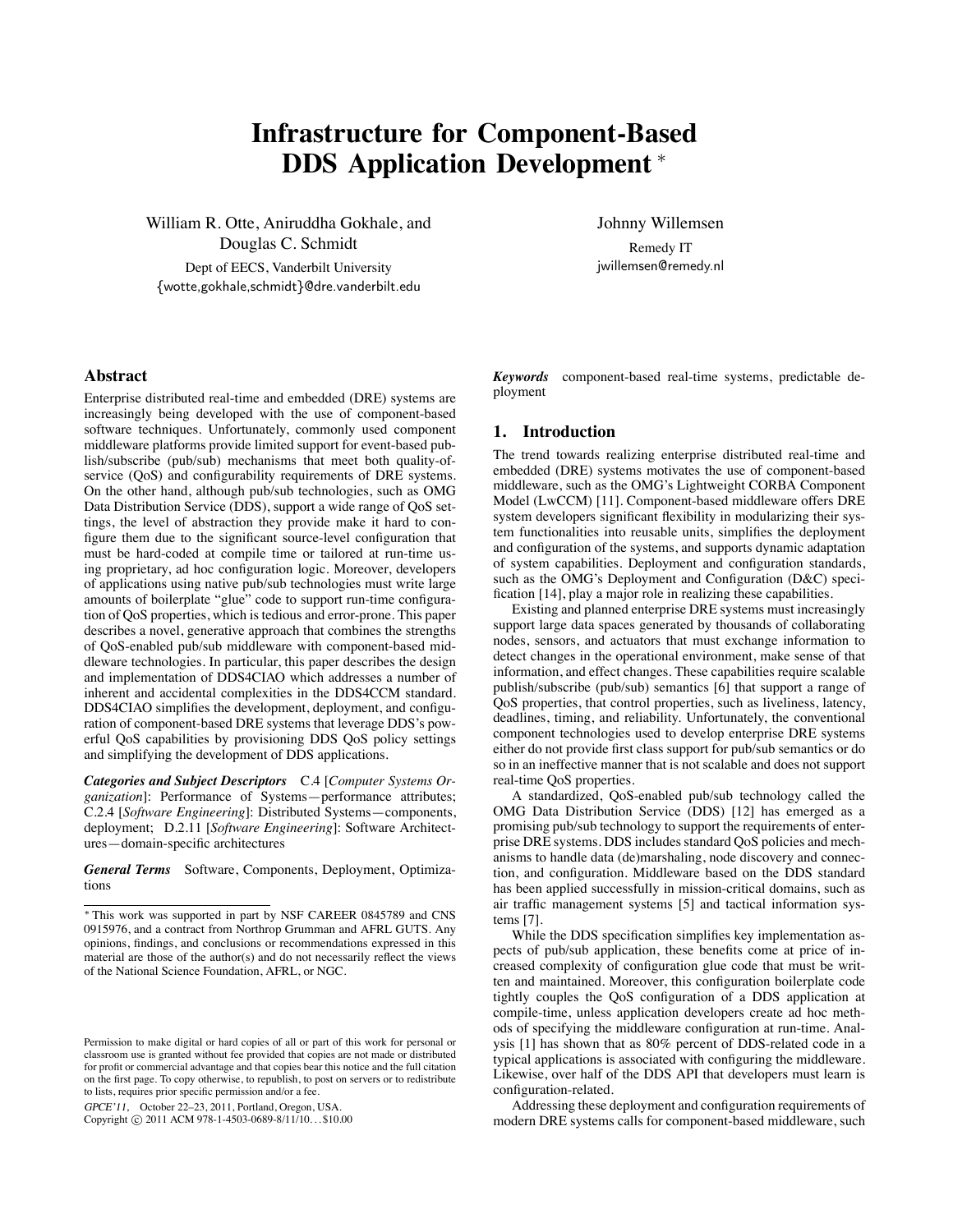# Infrastructure for Component-Based DDS Application Development *

William R. Otte, Aniruddha Gokhale, and Douglas C. Schmidt

Dept of EECS, Vanderbilt University

{wotte,gokhale,schmidt}@dre.vanderbilt.edu

Johnny Willemsen

Remedy IT

jwillemsen@remedy.nl

## Abstract

Enterprise distributed real-time and embedded (DRE) systems are increasingly being developed with the use of component-based software techniques. Unfortunately, commonly used component middleware platforms provide limited support for event-based publish/subscribe (pub/sub) mechanisms that meet both quality-of-service (QoS) and configurability requirements of DRE systems. On the other hand, although pub/sub technologies, such as OMG Data Distribution Service (DDS), support a wide range of QoS settings, the level of abstraction they provide make it hard to configure them due to the significant source-level configuration that must be hard-coded at compile time or tailored at run-time using proprietary, ad hoc configuration logic. Moreover, developers of applications using native pub/sub technologies must write large amounts of boilerplate "glue" code to support run-time configuration of QoS properties, which is tedious and error-prone. This paper describes a novel, generative approach that combines the strengths of QoS-enabled pub/sub middleware with component-based middleware technologies. In particular, this paper describes the design and implementation of DDS4CIAO which addresses a number of inherent and accidental complexities in the DDS4CCM standard. DDS4CIAO simplifies the development, deployment, and configuration of component-based DRE systems that leverage DDS's powerful QoS capabilities by provisioning DDS QoS policy settings and simplifying the development of DDS applications.

***Categories and Subject Descriptors*** C.4 [*Computer Systems Organization*]: Performance of Systems—performance attributes; C.2.4 [*Software Engineering*]: Distributed Systems—components, deployment; D.2.11 [*Software Engineering*]: Software Architectures—domain-specific architectures

***General Terms*** Software, Components, Deployment, Optimizations

***Keywords*** component-based real-time systems, predictable deployment

* This work was supported in part by NSF CAREER 0845789 and CNS 0915976, and a contract from Northrop Grumman and AFRL GUTS. Any opinions, findings, and conclusions or recommendations expressed in this material are those of the author(s) and do not necessarily reflect the views of the National Science Foundation, AFRL, or NGC.

Permission to make digital or hard copies of all or part of this work for personal or classroom use is granted without fee provided that copies are not made or distributed for profit or commercial advantage and that copies bear this notice and the full citation on the first page. To copy otherwise, to republish, to post on servers or to redistribute to lists, requires prior specific permission and/or a fee.

*GPCE'11*, October 22–23, 2011, Portland, Oregon, USA.
Copyright © 2011 ACM 978-1-4503-0689-8/11/10...$10.00

## 1. Introduction

The trend towards realizing enterprise distributed real-time and embedded (DRE) systems motivates the use of component-based middleware, such as the OMG's Lightweight CORBA Component Model (LwCCM) [11]. Component-based middleware offers DRE system developers significant flexibility in modularizing their system functionalities into reusable units, simplifies the deployment and configuration of the systems, and supports dynamic adaptation of system capabilities. Deployment and configuration standards, such as the OMG's Deployment and Configuration (D&C) specification [14], play a major role in realizing these capabilities.

Existing and planned enterprise DRE systems must increasingly support large data spaces generated by thousands of collaborating nodes, sensors, and actuators that must exchange information to detect changes in the operational environment, make sense of that information, and effect changes. These capabilities require scalable publish/subscribe (pub/sub) semantics [6] that support a range of QoS properties, that control properties, such as liveliness, latency, deadlines, timing, and reliability. Unfortunately, the conventional component technologies used to develop enterprise DRE systems either do not provide first class support for pub/sub semantics or do so in an ineffective manner that is not scalable and does not support real-time QoS properties.

A standardized, QoS-enabled pub/sub technology called the OMG Data Distribution Service (DDS) [12] has emerged as a promising pub/sub technology to support the requirements of enterprise DRE systems. DDS includes standard QoS policies and mechanisms to handle data (de)marshaling, node discovery and connection, and configuration. Middleware based on the DDS standard has been applied successfully in mission-critical domains, such as air traffic management systems [5] and tactical information systems [7].

While the DDS specification simplifies key implementation aspects of pub/sub application, these benefits come at price of increased complexity of configuration glue code that must be written and maintained. Moreover, this configuration boilerplate code tightly couples the QoS configuration of a DDS application at compile-time, unless application developers create ad hoc methods of specifying the middleware configuration at run-time. Analysis [1] has shown that as 80% percent of DDS-related code in a typical applications is associated with configuring the middleware. Likewise, over half of the DDS API that developers must learn is configuration-related.

Addressing these deployment and configuration requirements of modern DRE systems calls for component-based middleware, such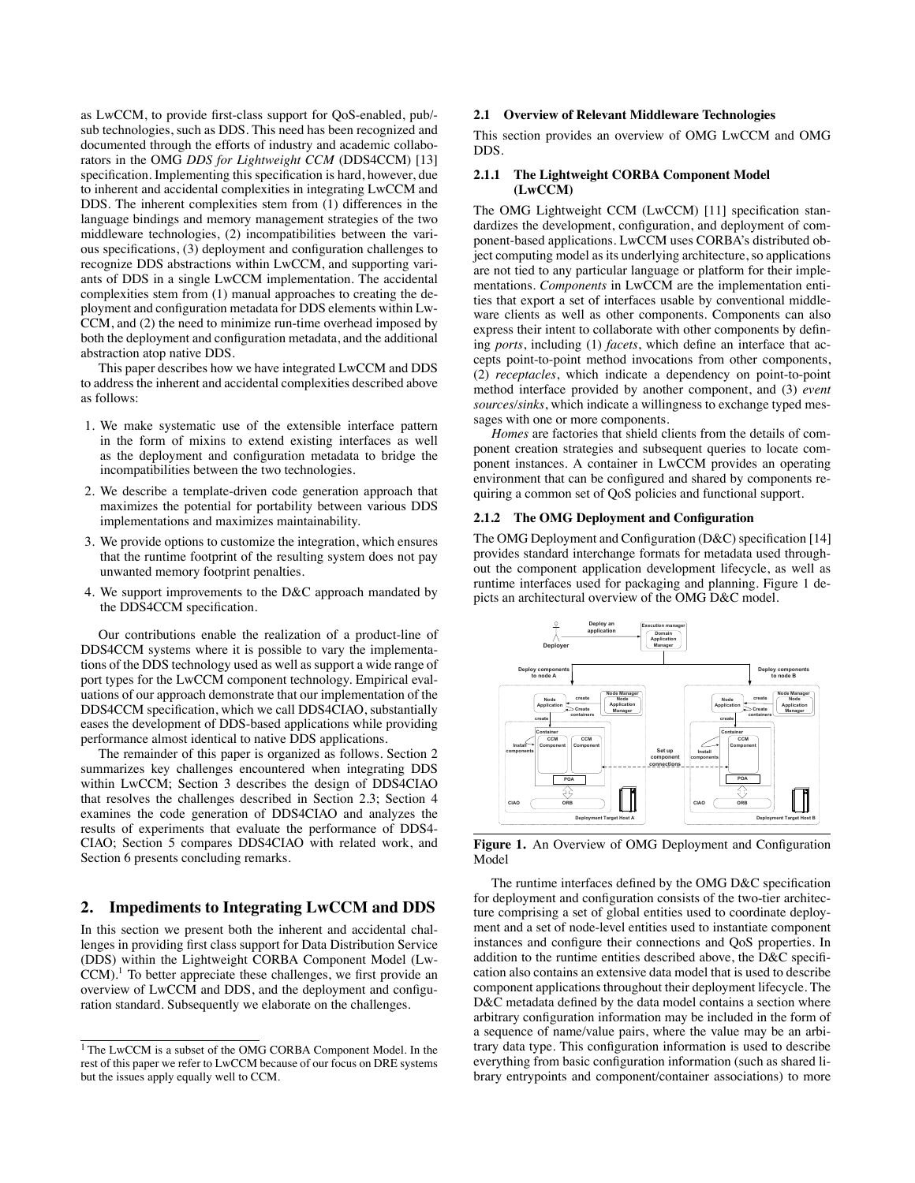as LwCCM, to provide first-class support for QoS-enabled, pub/-sub technologies, such as DDS. This need has been recognized and documented through the efforts of industry and academic collaborators in the OMG *DDS for Lightweight CCM* (DDS4CCM) [13] specification. Implementing this specification is hard, however, due to inherent and accidental complexities in integrating LwCCM and DDS. The inherent complexities stem from (1) differences in the language bindings and memory management strategies of the two middleware technologies, (2) incompatibilities between the various specifications, (3) deployment and configuration challenges to recognize DDS abstractions within LwCCM, and supporting variants of DDS in a single LwCCM implementation. The accidental complexities stem from (1) manual approaches to creating the deployment and configuration metadata for DDS elements within LwCCM, and (2) the need to minimize run-time overhead imposed by both the deployment and configuration metadata, and the additional abstraction atop native DDS.

This paper describes how we have integrated LwCCM and DDS to address the inherent and accidental complexities described above as follows:

1. We make systematic use of the extensible interface pattern in the form of mixins to extend existing interfaces as well as the deployment and configuration metadata to bridge the incompatibilities between the two technologies.
2. We describe a template-driven code generation approach that maximizes the potential for portability between various DDS implementations and maximizes maintainability.
3. We provide options to customize the integration, which ensures that the runtime footprint of the resulting system does not pay unwanted memory footprint penalties.
4. We support improvements to the D&C approach mandated by the DDS4CCM specification.

Our contributions enable the realization of a product-line of DDS4CCM systems where it is possible to vary the implementations of the DDS technology used as well as support a wide range of port types for the LwCCM component technology. Empirical evaluations of our approach demonstrate that our implementation of the DDS4CCM specification, which we call DDS4CIAO, substantially eases the development of DDS-based applications while providing performance almost identical to native DDS applications.

The remainder of this paper is organized as follows. Section 2 summarizes key challenges encountered when integrating DDS within LwCCM; Section 3 describes the design of DDS4CIAO that resolves the challenges described in Section 2.3; Section 4 examines the code generation of DDS4CIAO and analyzes the results of experiments that evaluate the performance of DDS4-CIAO; Section 5 compares DDS4CIAO with related work, and Section 6 presents concluding remarks.

## 2. Impediments to Integrating LwCCM and DDS

In this section we present both the inherent and accidental challenges in providing first class support for Data Distribution Service (DDS) within the Lightweight CORBA Component Model (LwCCM).[1] To better appreciate these challenges, we first provide an overview of LwCCM and DDS, and the deployment and configuration standard. Subsequently we elaborate on the challenges.

[1] The LwCCM is a subset of the OMG CORBA Component Model. In the rest of this paper we refer to LwCCM because of our focus on DRE systems but the issues apply equally well to CCM.

### 2.1 Overview of Relevant Middleware Technologies

This section provides an overview of OMG LwCCM and OMG DDS.

#### 2.1.1 The Lightweight CORBA Component Model (LwCCM)

The OMG Lightweight CCM (LwCCM) [11] specification standardizes the development, configuration, and deployment of component-based applications. LwCCM uses CORBA's distributed object computing model as its underlying architecture, so applications are not tied to any particular language or platform for their implementations. *Components* in LwCCM are the implementation entities that export a set of interfaces usable by conventional middleware clients as well as other components. Components can also express their intent to collaborate with other components by defining *ports*, including (1) *facets*, which define an interface that accepts point-to-point method invocations from other components, (2) *receptacles*, which indicate a dependency on point-to-point method interface provided by another component, and (3) *event sources/sinks*, which indicate a willingness to exchange typed messages with one or more components.

*Homes* are factories that shield clients from the details of component creation strategies and subsequent queries to locate component instances. A container in LwCCM provides an operating environment that can be configured and shared by components requiring a common set of QoS policies and functional support.

#### 2.1.2 The OMG Deployment and Configuration

The OMG Deployment and Configuration (D&C) specification [14] provides standard interchange formats for metadata used throughout the component application development lifecycle, as well as runtime interfaces used for packaging and planning. Figure 1 depicts an architectural overview of the OMG D&C model.

**Figure 1.** An Overview of OMG Deployment and Configuration Model

The runtime interfaces defined by the OMG D&C specification for deployment and configuration consists of the two-tier architecture comprising a set of global entities used to coordinate deployment and a set of node-level entities used to instantiate component instances and configure their connections and QoS properties. In addition to the runtime entities described above, the D&C specification also contains an extensive data model that is used to describe component applications throughout their deployment lifecycle. The D&C metadata defined by the data model contains a section where arbitrary configuration information may be included in the form of a sequence of name/value pairs, where the value may be an arbitrary data type. This configuration information is used to describe everything from basic configuration information (such as shared library entrypoints and component/container associations) to more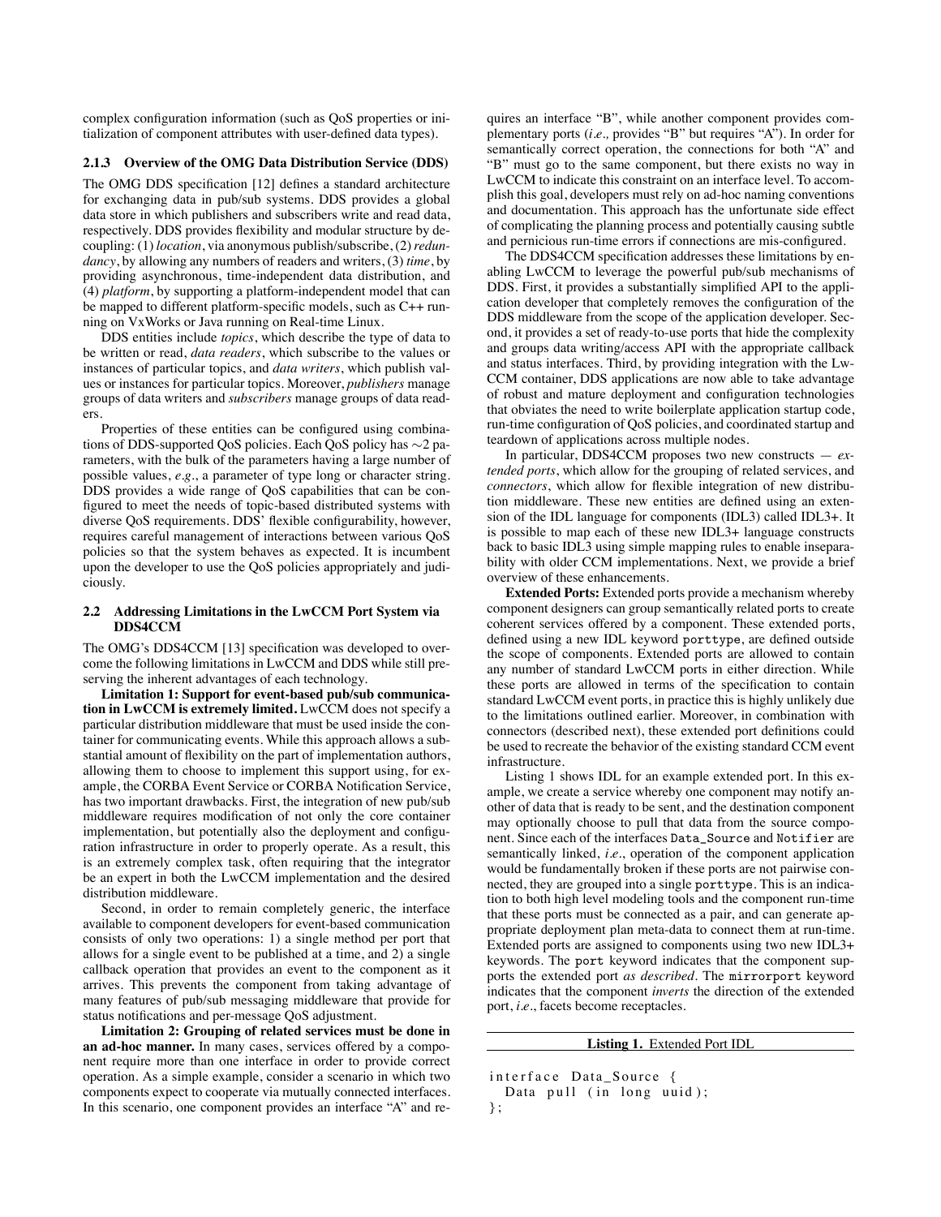complex configuration information (such as QoS properties or initialization of component attributes with user-defined data types).

### 2.1.3 Overview of the OMG Data Distribution Service (DDS)

The OMG DDS specification [12] defines a standard architecture for exchanging data in pub/sub systems. DDS provides a global data store in which publishers and subscribers write and read data, respectively. DDS provides flexibility and modular structure by decoupling: (1) *location*, via anonymous publish/subscribe, (2) *redundancy*, by allowing any numbers of readers and writers, (3) *time*, by providing asynchronous, time-independent data distribution, and (4) *platform*, by supporting a platform-independent model that can be mapped to different platform-specific models, such as C++ running on VxWorks or Java running on Real-time Linux.

DDS entities include *topics*, which describe the type of data to be written or read, *data readers*, which subscribe to the values or instances of particular topics, and *data writers*, which publish values or instances for particular topics. Moreover, *publishers* manage groups of data writers and *subscribers* manage groups of data readers.

Properties of these entities can be configured using combinations of DDS-supported QoS policies. Each QoS policy has $\sim$2 parameters, with the bulk of the parameters having a large number of possible values, *e.g.*, a parameter of type long or character string. DDS provides a wide range of QoS capabilities that can be configured to meet the needs of topic-based distributed systems with diverse QoS requirements. DDS' flexible configurability, however, requires careful management of interactions between various QoS policies so that the system behaves as expected. It is incumbent upon the developer to use the QoS policies appropriately and judiciously.

## 2.2 Addressing Limitations in the LwCCM Port System via DDS4CCM

The OMG's DDS4CCM [13] specification was developed to overcome the following limitations in LwCCM and DDS while still preserving the inherent advantages of each technology.

**Limitation 1: Support for event-based pub/sub communication in LwCCM is extremely limited.** LwCCM does not specify a particular distribution middleware that must be used inside the container for communicating events. While this approach allows a substantial amount of flexibility on the part of implementation authors, allowing them to choose to implement this support using, for example, the CORBA Event Service or CORBA Notification Service, has two important drawbacks. First, the integration of new pub/sub middleware requires modification of not only the core container implementation, but potentially also the deployment and configuration infrastructure in order to properly operate. As a result, this is an extremely complex task, often requiring that the integrator be an expert in both the LwCCM implementation and the desired distribution middleware.

Second, in order to remain completely generic, the interface available to component developers for event-based communication consists of only two operations: 1) a single method per port that allows for a single event to be published at a time, and 2) a single callback operation that provides an event to the component as it arrives. This prevents the component from taking advantage of many features of pub/sub messaging middleware that provide for status notifications and per-message QoS adjustment.

**Limitation 2: Grouping of related services must be done in an ad-hoc manner.** In many cases, services offered by a component require more than one interface in order to provide correct operation. As a simple example, consider a scenario in which two components expect to cooperate via mutually connected interfaces. In this scenario, one component provides an interface "A" and requires an interface "B", while another component provides complementary ports (*i.e.,* provides "B" but requires "A"). In order for semantically correct operation, the connections for both "A" and "B" must go to the same component, but there exists no way in LwCCM to indicate this constraint on an interface level. To accomplish this goal, developers must rely on ad-hoc naming conventions and documentation. This approach has the unfortunate side effect of complicating the planning process and potentially causing subtle and pernicious run-time errors if connections are mis-configured.

The DDS4CCM specification addresses these limitations by enabling LwCCM to leverage the powerful pub/sub mechanisms of DDS. First, it provides a substantially simplified API to the application developer that completely removes the configuration of the DDS middleware from the scope of the application developer. Second, it provides a set of ready-to-use ports that hide the complexity and groups data writing/access API with the appropriate callback and status interfaces. Third, by providing integration with the LwCCM container, DDS applications are now able to take advantage of robust and mature deployment and configuration technologies that obviates the need to write boilerplate application startup code, run-time configuration of QoS policies, and coordinated startup and teardown of applications across multiple nodes.

In particular, DDS4CCM proposes two new constructs — *extended ports*, which allow for the grouping of related services, and *connectors*, which allow for flexible integration of new distribution middleware. These new entities are defined using an extension of the IDL language for components (IDL3) called IDL3+. It is possible to map each of these new IDL3+ language constructs back to basic IDL3 using simple mapping rules to enable inseparability with older CCM implementations. Next, we provide a brief overview of these enhancements.

**Extended Ports:** Extended ports provide a mechanism whereby component designers can group semantically related ports to create coherent services offered by a component. These extended ports, defined using a new IDL keyword `porttype`, are defined outside the scope of components. Extended ports are allowed to contain any number of standard LwCCM ports in either direction. While these ports are allowed in terms of the specification to contain standard LwCCM event ports, in practice this is highly unlikely due to the limitations outlined earlier. Moreover, in combination with connectors (described next), these extended port definitions could be used to recreate the behavior of the existing standard CCM event infrastructure.

Listing 1 shows IDL for an example extended port. In this example, we create a service whereby one component may notify another of data that is ready to be sent, and the destination component may optionally choose to pull that data from the source component. Since each of the interfaces `Data_Source` and `Notifier` are semantically linked, *i.e.*, operation of the component application would be fundamentally broken if these ports are not pairwise connected, they are grouped into a single `porttype`. This is an indication to both high level modeling tools and the component run-time that these ports must be connected as a pair, and can generate appropriate deployment plan meta-data to connect them at run-time. Extended ports are assigned to components using two new IDL3+ keywords. The `port` keyword indicates that the component supports the extended port *as described*. The `mirrorport` keyword indicates that the component *inverts* the direction of the extended port, *i.e.*, facets become receptacles.

**Listing 1.** Extended Port IDL

```
interface Data_Source {
  Data pull (in long uuid);
};
```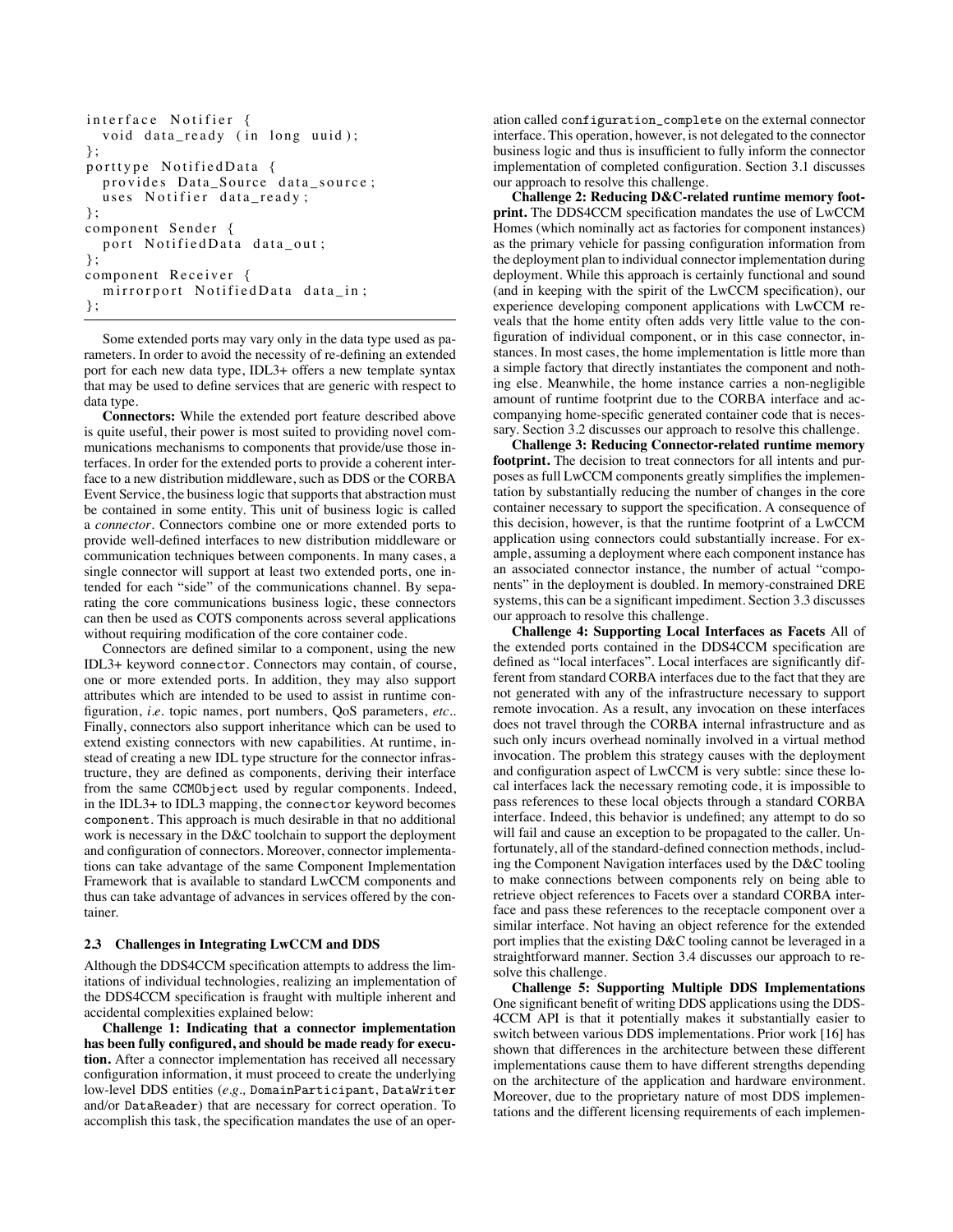```
interface Notifier {
  void data_ready (in long uuid);
};
porttype NotifiedData {
  provides Data_Source data_source;
  uses Notifier data_ready;
};
component Sender {
  port NotifiedData data_out;
};
component Receiver {
  mirrorport NotifiedData data_in;
};
```

Some extended ports may vary only in the data type used as parameters. In order to avoid the necessity of re-defining an extended port for each new data type, IDL3+ offers a new template syntax that may be used to define services that are generic with respect to data type.

**Connectors:** While the extended port feature described above is quite useful, their power is most suited to providing novel communications mechanisms to components that provide/use those interfaces. In order for the extended ports to provide a coherent interface to a new distribution middleware, such as DDS or the CORBA Event Service, the business logic that supports that abstraction must be contained in some entity. This unit of business logic is called a *connector*. Connectors combine one or more extended ports to provide well-defined interfaces to new distribution middleware or communication techniques between components. In many cases, a single connector will support at least two extended ports, one intended for each "side" of the communications channel. By separating the core communications business logic, these connectors can then be used as COTS components across several applications without requiring modification of the core container code.

Connectors are defined similar to a component, using the new IDL3+ keyword `connector`. Connectors may contain, of course, one or more extended ports. In addition, they may also support attributes which are intended to be used to assist in runtime configuration, *i.e.* topic names, port numbers, QoS parameters, *etc.*. Finally, connectors also support inheritance which can be used to extend existing connectors with new capabilities. At runtime, instead of creating a new IDL type structure for the connector infrastructure, they are defined as components, deriving their interface from the same `CCMObject` used by regular components. Indeed, in the IDL3+ to IDL3 mapping, the `connector` keyword becomes `component`. This approach is much desirable in that no additional work is necessary in the D&C toolchain to support the deployment and configuration of connectors. Moreover, connector implementations can take advantage of the same Component Implementation Framework that is available to standard LwCCM components and thus can take advantage of advances in services offered by the container.

### 2.3 Challenges in Integrating LwCCM and DDS

Although the DDS4CCM specification attempts to address the limitations of individual technologies, realizing an implementation of the DDS4CCM specification is fraught with multiple inherent and accidental complexities explained below:

**Challenge 1: Indicating that a connector implementation has been fully configured, and should be made ready for execution.** After a connector implementation has received all necessary configuration information, it must proceed to create the underlying low-level DDS entities (*e.g.,* `DomainParticipant`, `DataWriter` and/or `DataReader`) that are necessary for correct operation. To accomplish this task, the specification mandates the use of an operation called `configuration_complete` on the external connector interface. This operation, however, is not delegated to the connector business logic and thus is insufficient to fully inform the connector implementation of completed configuration. Section 3.1 discusses our approach to resolve this challenge.

**Challenge 2: Reducing D&C-related runtime memory footprint.** The DDS4CCM specification mandates the use of LwCCM Homes (which nominally act as factories for component instances) as the primary vehicle for passing configuration information from the deployment plan to individual connector implementation during deployment. While this approach is certainly functional and sound (and in keeping with the spirit of the LwCCM specification), our experience developing component applications with LwCCM reveals that the home entity often adds very little value to the configuration of individual component, or in this case connector, instances. In most cases, the home implementation is little more than a simple factory that directly instantiates the component and nothing else. Meanwhile, the home instance carries a non-negligible amount of runtime footprint due to the CORBA interface and accompanying home-specific generated container code that is necessary. Section 3.2 discusses our approach to resolve this challenge.

**Challenge 3: Reducing Connector-related runtime memory footprint.** The decision to treat connectors for all intents and purposes as full LwCCM components greatly simplifies the implementation by substantially reducing the number of changes in the core container necessary to support the specification. A consequence of this decision, however, is that the runtime footprint of a LwCCM application using connectors could substantially increase. For example, assuming a deployment where each component instance has an associated connector instance, the number of actual "components" in the deployment is doubled. In memory-constrained DRE systems, this can be a significant impediment. Section 3.3 discusses our approach to resolve this challenge.

**Challenge 4: Supporting Local Interfaces as Facets** All of the extended ports contained in the DDS4CCM specification are defined as "local interfaces". Local interfaces are significantly different from standard CORBA interfaces due to the fact that they are not generated with any of the infrastructure necessary to support remote invocation. As a result, any invocation on these interfaces does not travel through the CORBA internal infrastructure and as such only incurs overhead nominally involved in a virtual method invocation. The problem this strategy causes with the deployment and configuration aspect of LwCCM is very subtle: since these local interfaces lack the necessary remoting code, it is impossible to pass references to these local objects through a standard CORBA interface. Indeed, this behavior is undefined; any attempt to do so will fail and cause an exception to be propagated to the caller. Unfortunately, all of the standard-defined connection methods, including the Component Navigation interfaces used by the D&C tooling to make connections between components rely on being able to retrieve object references to Facets over a standard CORBA interface and pass these references to the receptacle component over a similar interface. Not having an object reference for the extended port implies that the existing D&C tooling cannot be leveraged in a straightforward manner. Section 3.4 discusses our approach to resolve this challenge.

**Challenge 5: Supporting Multiple DDS Implementations** One significant benefit of writing DDS applications using the DDS4CCM API is that it potentially makes it substantially easier to switch between various DDS implementations. Prior work [16] has shown that differences in the architecture between these different implementations cause them to have different strengths depending on the architecture of the application and hardware environment. Moreover, due to the proprietary nature of most DDS implementations and the different licensing requirements of each implemen-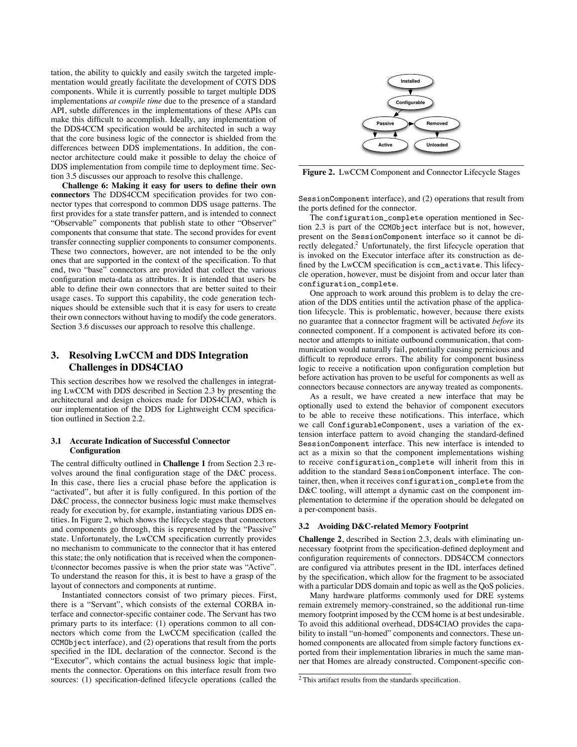tation, the ability to quickly and easily switch the targeted implementation would greatly facilitate the development of COTS DDS components. While it is currently possible to target multiple DDS implementations *at compile time* due to the presence of a standard API, subtle differences in the implementations of these APIs can make this difficult to accomplish. Ideally, any implementation of the DDS4CCM specification would be architected in such a way that the core business logic of the connector is shielded from the differences between DDS implementations. In addition, the connector architecture could make it possible to delay the choice of DDS implementation from compile time to deployment time. Section 3.5 discusses our approach to resolve this challenge.

**Challenge 6: Making it easy for users to define their own connectors** The DDS4CCM specification provides for two connector types that correspond to common DDS usage patterns. The first provides for a state transfer pattern, and is intended to connect "Observable" components that publish state to other "Observer" components that consume that state. The second provides for event transfer connecting supplier components to consumer components. These two connectors, however, are not intended to be the only ones that are supported in the context of the specification. To that end, two "base" connectors are provided that collect the various configuration meta-data as attributes. It is intended that users be able to define their own connectors that are better suited to their usage cases. To support this capability, the code generation techniques should be extensible such that it is easy for users to create their own connectors without having to modify the code generators. Section 3.6 discusses our approach to resolve this challenge.

## 3. Resolving LwCCM and DDS Integration Challenges in DDS4CIAO

This section describes how we resolved the challenges in integrating LwCCM with DDS described in Section 2.3 by presenting the architectural and design choices made for DDS4CIAO, which is our implementation of the DDS for Lightweight CCM specification outlined in Section 2.2.

### 3.1 Accurate Indication of Successful Connector Configuration

The central difficulty outlined in **Challenge 1** from Section 2.3 revolves around the final configuration stage of the D&C process. In this case, there lies a crucial phase before the application is "activated", but after it is fully configured. In this portion of the D&C process, the connector business logic must make themselves ready for execution by, for example, instantiating various DDS entities. In Figure 2, which shows the lifecycle stages that connectors and components go through, this is represented by the "Passive" state. Unfortunately, the LwCCM specification currently provides no mechanism to communicate to the connector that it has entered this state; the only notification that is received when the component/connector becomes passive is when the prior state was "Active". To understand the reason for this, it is best to have a grasp of the layout of connectors and components at runtime.

Instantiated connectors consist of two primary pieces. First, there is a "Servant", which consists of the external CORBA interface and connector-specific container code. The Servant has two primary parts to its interface: (1) operations common to all connectors which come from the LwCCM specification (called the `CCMObject` interface), and (2) operations that result from the ports specified in the IDL declaration of the connector. Second is the "Executor", which contains the actual business logic that implements the connector. Operations on this interface result from two sources: (1) specification-defined lifecycle operations (called the `SessionComponent` interface), and (2) operations that result from the ports defined for the connector.

Installed → Configurable → Passive ⇄ Active; Passive → Removed → Unloaded

**Figure 2.** LwCCM Component and Connector Lifecycle Stages

The `configuration_complete` operation mentioned in Section 2.3 is part of the `CCMObject` interface but is not, however, present on the `SessionComponent` interface so it cannot be directly delegated.[2] Unfortunately, the first lifecycle operation that is invoked on the Executor interface after its construction as defined by the LwCCM specification is `ccm_activate`. This lifecycle operation, however, must be disjoint from and occur later than `configuration_complete`.

One approach to work around this problem is to delay the creation of the DDS entities until the activation phase of the application lifecycle. This is problematic, however, because there exists no guarantee that a connector fragment will be activated *before* its connected component. If a component is activated before its connector and attempts to initiate outbound communication, that communication would naturally fail, potentially causing pernicious and difficult to reproduce errors. The ability for component business logic to receive a notification upon configuration completion but before activation has proven to be useful for components as well as connectors because connectors are anyway treated as components.

As a result, we have created a new interface that may be optionally used to extend the behavior of component executors to be able to receive these notifications. This interface, which we call `ConfigurableComponent`, uses a variation of the extension interface pattern to avoid changing the standard-defined `SessionComponent` interface. This new interface is intended to act as a mixin so that the component implementations wishing to receive `configuration_complete` will inherit from this in addition to the standard `SessionComponent` interface. The container, then, when it receives `configuration_complete` from the D&C tooling, will attempt a dynamic cast on the component implementation to determine if the operation should be delegated on a per-component basis.

### 3.2 Avoiding D&C-related Memory Footprint

**Challenge 2**, described in Section 2.3, deals with eliminating unnecessary footprint from the specification-defined deployment and configuration requirements of connectors. DDS4CCM connectors are configured via attributes present in the IDL interfaces defined by the specification, which allow for the fragment to be associated with a particular DDS domain and topic as well as the QoS policies.

Many hardware platforms commonly used for DRE systems remain extremely memory-constrained, so the additional run-time memory footprint imposed by the CCM home is at best undesirable. To avoid this additional overhead, DDS4CIAO provides the capability to install "un-homed" components and connectors. These unhomed components are allocated from simple factory functions exported from their implementation libraries in much the same manner that Homes are already constructed. Component-specific con-

[2] This artifact results from the standards specification.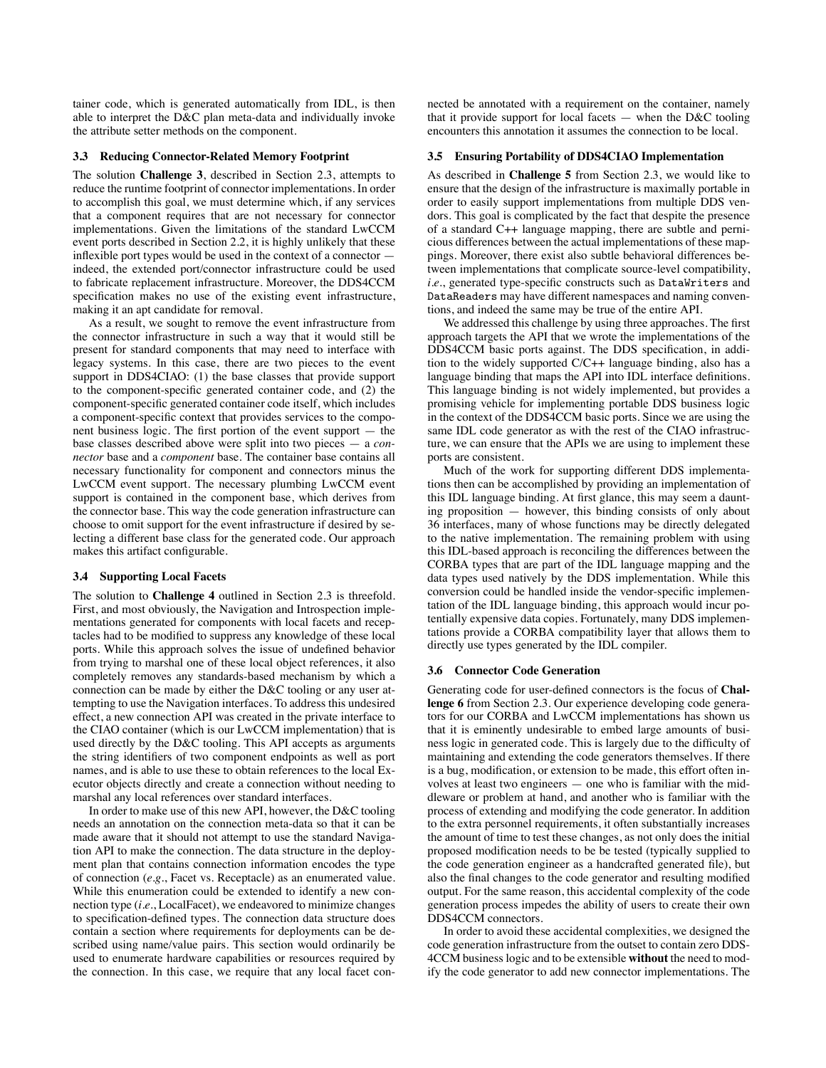tainer code, which is generated automatically from IDL, is then able to interpret the D&C plan meta-data and individually invoke the attribute setter methods on the component.

### 3.3 Reducing Connector-Related Memory Footprint

The solution **Challenge 3**, described in Section 2.3, attempts to reduce the runtime footprint of connector implementations. In order to accomplish this goal, we must determine which, if any services that a component requires that are not necessary for connector implementations. Given the limitations of the standard LwCCM event ports described in Section 2.2, it is highly unlikely that these inflexible port types would be used in the context of a connector — indeed, the extended port/connector infrastructure could be used to fabricate replacement infrastructure. Moreover, the DDS4CCM specification makes no use of the existing event infrastructure, making it an apt candidate for removal.

As a result, we sought to remove the event infrastructure from the connector infrastructure in such a way that it would still be present for standard components that may need to interface with legacy systems. In this case, there are two pieces to the event support in DDS4CIAO: (1) the base classes that provide support to the component-specific generated container code, and (2) the component-specific generated container code itself, which includes a component-specific context that provides services to the component business logic. The first portion of the event support — the base classes described above were split into two pieces — a *connector* base and a *component* base. The container base contains all necessary functionality for component and connectors minus the LwCCM event support. The necessary plumbing LwCCM event support is contained in the component base, which derives from the connector base. This way the code generation infrastructure can choose to omit support for the event infrastructure if desired by selecting a different base class for the generated code. Our approach makes this artifact configurable.

### 3.4 Supporting Local Facets

The solution to **Challenge 4** outlined in Section 2.3 is threefold. First, and most obviously, the Navigation and Introspection implementations generated for components with local facets and receptacles had to be modified to suppress any knowledge of these local ports. While this approach solves the issue of undefined behavior from trying to marshal one of these local object references, it also completely removes any standards-based mechanism by which a connection can be made by either the D&C tooling or any user attempting to use the Navigation interfaces. To address this undesired effect, a new connection API was created in the private interface to the CIAO container (which is our LwCCM implementation) that is used directly by the D&C tooling. This API accepts as arguments the string identifiers of two component endpoints as well as port names, and is able to use these to obtain references to the local Executor objects directly and create a connection without needing to marshal any local references over standard interfaces.

In order to make use of this new API, however, the D&C tooling needs an annotation on the connection meta-data so that it can be made aware that it should not attempt to use the standard Navigation API to make the connection. The data structure in the deployment plan that contains connection information encodes the type of connection (*e.g.*, Facet vs. Receptacle) as an enumerated value. While this enumeration could be extended to identify a new connection type (*i.e.*, LocalFacet), we endeavored to minimize changes to specification-defined types. The connection data structure does contain a section where requirements for deployments can be described using name/value pairs. This section would ordinarily be used to enumerate hardware capabilities or resources required by the connection. In this case, we require that any local facet connected be annotated with a requirement on the container, namely that it provide support for local facets — when the D&C tooling encounters this annotation it assumes the connection to be local.

### 3.5 Ensuring Portability of DDS4CIAO Implementation

As described in **Challenge 5** from Section 2.3, we would like to ensure that the design of the infrastructure is maximally portable in order to easily support implementations from multiple DDS vendors. This goal is complicated by the fact that despite the presence of a standard C++ language mapping, there are subtle and pernicious differences between the actual implementations of these mappings. Moreover, there exist also subtle behavioral differences between implementations that complicate source-level compatibility, *i.e.*, generated type-specific constructs such as `DataWriters` and `DataReaders` may have different namespaces and naming conventions, and indeed the same may be true of the entire API.

We addressed this challenge by using three approaches. The first approach targets the API that we wrote the implementations of the DDS4CCM basic ports against. The DDS specification, in addition to the widely supported C/C++ language binding, also has a language binding that maps the API into IDL interface definitions. This language binding is not widely implemented, but provides a promising vehicle for implementing portable DDS business logic in the context of the DDS4CCM basic ports. Since we are using the same IDL code generator as with the rest of the CIAO infrastructure, we can ensure that the APIs we are using to implement these ports are consistent.

Much of the work for supporting different DDS implementations then can be accomplished by providing an implementation of this IDL language binding. At first glance, this may seem a daunting proposition — however, this binding consists of only about 36 interfaces, many of whose functions may be directly delegated to the native implementation. The remaining problem with using this IDL-based approach is reconciling the differences between the CORBA types that are part of the IDL language mapping and the data types used natively by the DDS implementation. While this conversion could be handled inside the vendor-specific implementation of the IDL language binding, this approach would incur potentially expensive data copies. Fortunately, many DDS implementations provide a CORBA compatibility layer that allows them to directly use types generated by the IDL compiler.

### 3.6 Connector Code Generation

Generating code for user-defined connectors is the focus of **Challenge 6** from Section 2.3. Our experience developing code generators for our CORBA and LwCCM implementations has shown us that it is eminently undesirable to embed large amounts of business logic in generated code. This is largely due to the difficulty of maintaining and extending the code generators themselves. If there is a bug, modification, or extension to be made, this effort often involves at least two engineers — one who is familiar with the middleware or problem at hand, and another who is familiar with the process of extending and modifying the code generator. In addition to the extra personnel requirements, it often substantially increases the amount of time to test these changes, as not only does the initial proposed modification needs to be be tested (typically supplied to the code generation engineer as a handcrafted generated file), but also the final changes to the code generator and resulting modified output. For the same reason, this accidental complexity of the code generation process impedes the ability of users to create their own DDS4CCM connectors.

In order to avoid these accidental complexities, we designed the code generation infrastructure from the outset to contain zero DDS4CCM business logic and to be extensible **without** the need to modify the code generator to add new connector implementations. The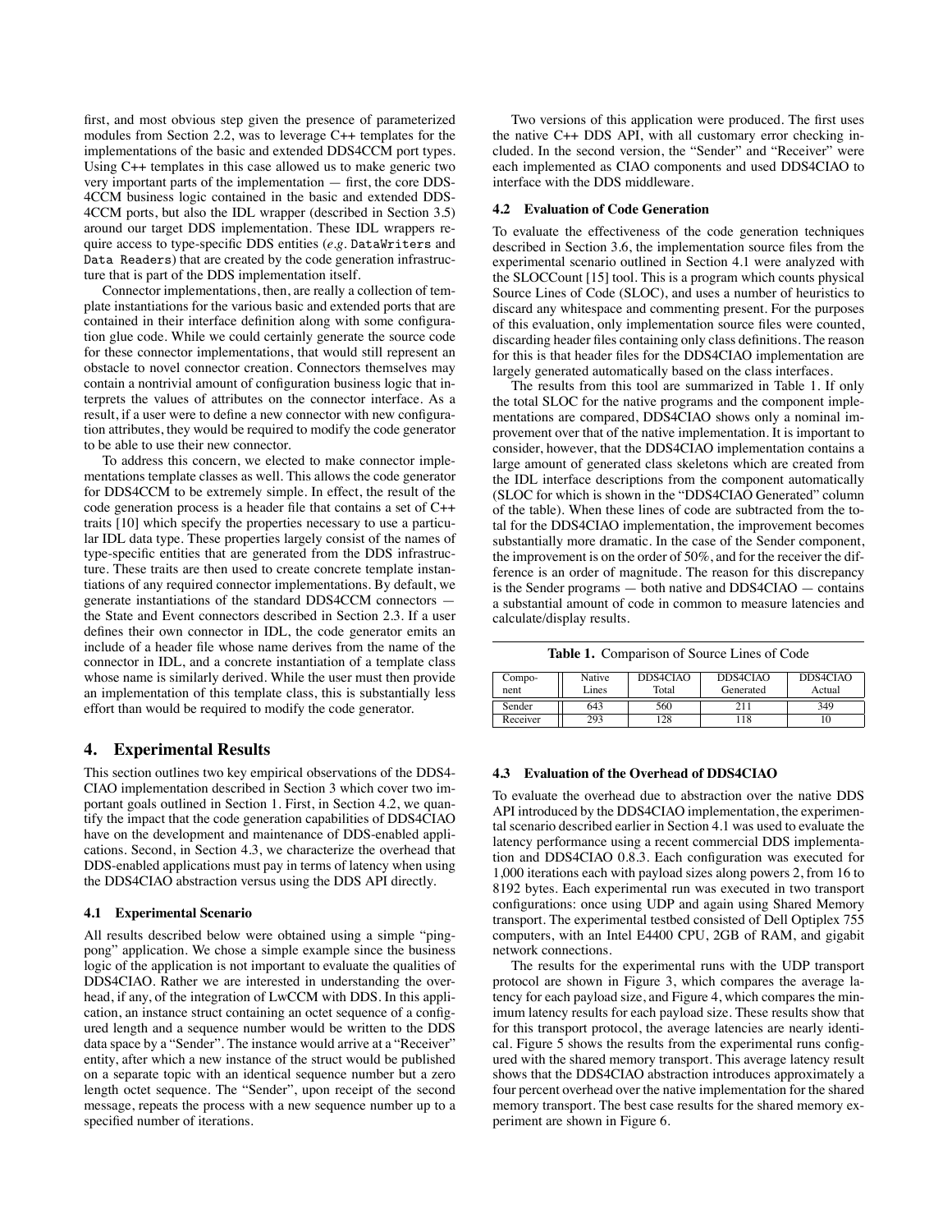first, and most obvious step given the presence of parameterized modules from Section 2.2, was to leverage C++ templates for the implementations of the basic and extended DDS4CCM port types. Using C++ templates in this case allowed us to make generic two very important parts of the implementation — first, the core DDS-4CCM business logic contained in the basic and extended DDS-4CCM ports, but also the IDL wrapper (described in Section 3.5) around our target DDS implementation. These IDL wrappers require access to type-specific DDS entities (*e.g.* `DataWriters` and `Data Readers`) that are created by the code generation infrastructure that is part of the DDS implementation itself.

Connector implementations, then, are really a collection of template instantiations for the various basic and extended ports that are contained in their interface definition along with some configuration glue code. While we could certainly generate the source code for these connector implementations, that would still represent an obstacle to novel connector creation. Connectors themselves may contain a nontrivial amount of configuration business logic that interprets the values of attributes on the connector interface. As a result, if a user were to define a new connector with new configuration attributes, they would be required to modify the code generator to be able to use their new connector.

To address this concern, we elected to make connector implementations template classes as well. This allows the code generator for DDS4CCM to be extremely simple. In effect, the result of the code generation process is a header file that contains a set of C++ traits [10] which specify the properties necessary to use a particular IDL data type. These properties largely consist of the names of type-specific entities that are generated from the DDS infrastructure. These traits are then used to create concrete template instantiations of any required connector implementations. By default, we generate instantiations of the standard DDS4CCM connectors — the State and Event connectors described in Section 2.3. If a user defines their own connector in IDL, the code generator emits an include of a header file whose name derives from the name of the connector in IDL, and a concrete instantiation of a template class whose name is similarly derived. While the user must then provide an implementation of this template class, this is substantially less effort than would be required to modify the code generator.

## 4. Experimental Results

This section outlines two key empirical observations of the DDS4-CIAO implementation described in Section 3 which cover two important goals outlined in Section 1. First, in Section 4.2, we quantify the impact that the code generation capabilities of DDS4CIAO have on the development and maintenance of DDS-enabled applications. Second, in Section 4.3, we characterize the overhead that DDS-enabled applications must pay in terms of latency when using the DDS4CIAO abstraction versus using the DDS API directly.

### 4.1 Experimental Scenario

All results described below were obtained using a simple "ping-pong" application. We chose a simple example since the business logic of the application is not important to evaluate the qualities of DDS4CIAO. Rather we are interested in understanding the overhead, if any, of the integration of LwCCM with DDS. In this application, an instance struct containing an octet sequence of a configured length and a sequence number would be written to the DDS data space by a "Sender". The instance would arrive at a "Receiver" entity, after which a new instance of the struct would be published on a separate topic with an identical sequence number but a zero length octet sequence. The "Sender", upon receipt of the second message, repeats the process with a new sequence number up to a specified number of iterations.

Two versions of this application were produced. The first uses the native C++ DDS API, with all customary error checking included. In the second version, the "Sender" and "Receiver" were each implemented as CIAO components and used DDS4CIAO to interface with the DDS middleware.

### 4.2 Evaluation of Code Generation

To evaluate the effectiveness of the code generation techniques described in Section 3.6, the implementation source files from the experimental scenario outlined in Section 4.1 were analyzed with the SLOCCount [15] tool. This is a program which counts physical Source Lines of Code (SLOC), and uses a number of heuristics to discard any whitespace and commenting present. For the purposes of this evaluation, only implementation source files were counted, discarding header files containing only class definitions. The reason for this is that header files for the DDS4CIAO implementation are largely generated automatically based on the class interfaces.

The results from this tool are summarized in Table 1. If only the total SLOC for the native programs and the component implementations are compared, DDS4CIAO shows only a nominal improvement over that of the native implementation. It is important to consider, however, that the DDS4CIAO implementation contains a large amount of generated class skeletons which are created from the IDL interface descriptions from the component automatically (SLOC for which is shown in the "DDS4CIAO Generated" column of the table). When these lines of code are subtracted from the total for the DDS4CIAO implementation, the improvement becomes substantially more dramatic. In the case of the Sender component, the improvement is on the order of 50%, and for the receiver the difference is an order of magnitude. The reason for this discrepancy is the Sender programs — both native and DDS4CIAO — contains a substantial amount of code in common to measure latencies and calculate/display results.

**Table 1.** Comparison of Source Lines of Code

| Component | Native Lines | DDS4CIAO Total | DDS4CIAO Generated | DDS4CIAO Actual |
|---|---|---|---|---|
| Sender | 643 | 560 | 211 | 349 |
| Receiver | 293 | 128 | 118 | 10 |

### 4.3 Evaluation of the Overhead of DDS4CIAO

To evaluate the overhead due to abstraction over the native DDS API introduced by the DDS4CIAO implementation, the experimental scenario described earlier in Section 4.1 was used to evaluate the latency performance using a recent commercial DDS implementation and DDS4CIAO 0.8.3. Each configuration was executed for 1,000 iterations each with payload sizes along powers 2, from 16 to 8192 bytes. Each experimental run was executed in two transport configurations: once using UDP and again using Shared Memory transport. The experimental testbed consisted of Dell Optiplex 755 computers, with an Intel E4400 CPU, 2GB of RAM, and gigabit network connections.

The results for the experimental runs with the UDP transport protocol are shown in Figure 3, which compares the average latency for each payload size, and Figure 4, which compares the minimum latency results for each payload size. These results show that for this transport protocol, the average latencies are nearly identical. Figure 5 shows the results from the experimental runs configured with the shared memory transport. This average latency result shows that the DDS4CIAO abstraction introduces approximately a four percent overhead over the native implementation for the shared memory transport. The best case results for the shared memory experiment are shown in Figure 6.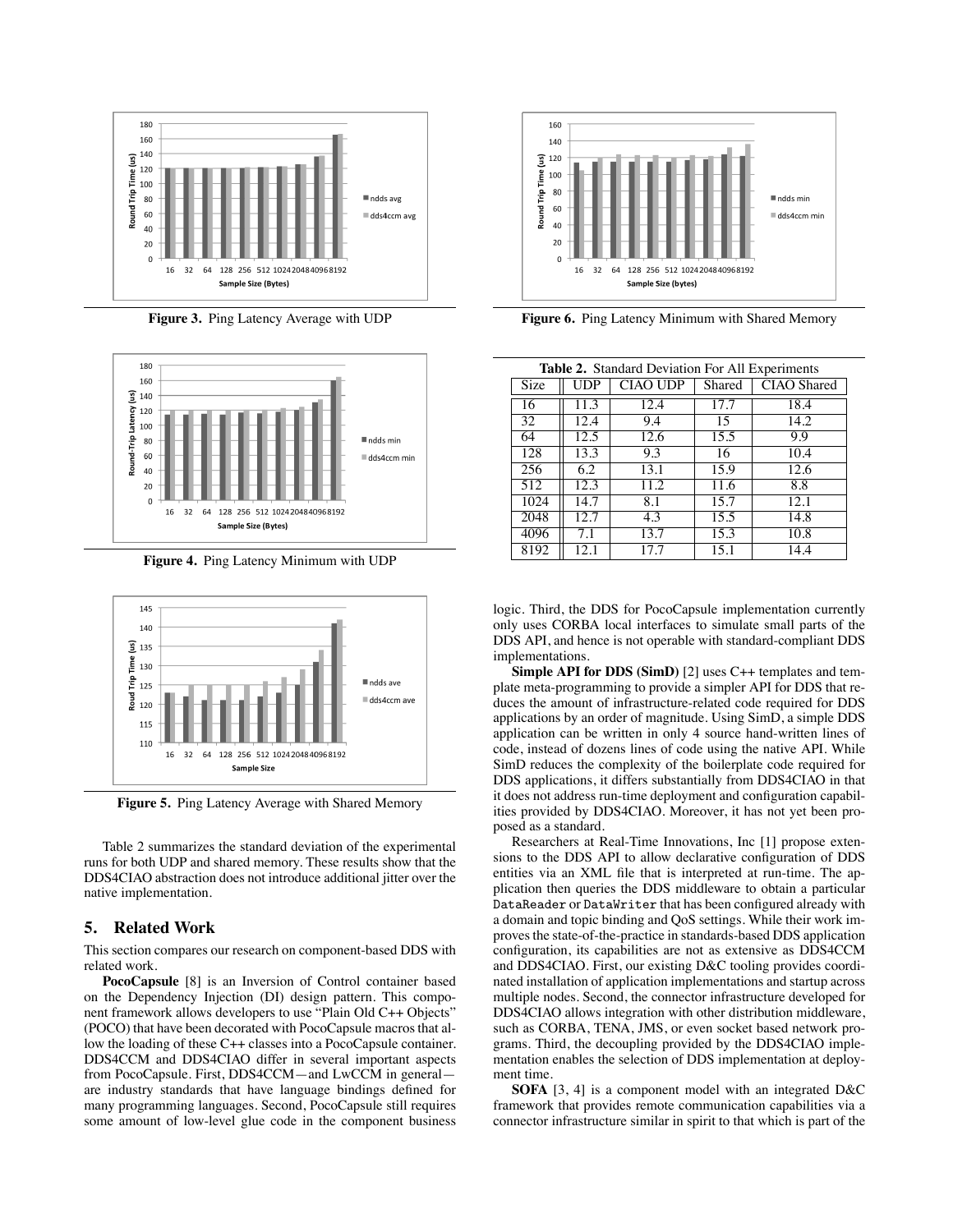Figure 3. Ping Latency Average with UDP

Figure 4. Ping Latency Minimum with UDP

Figure 5. Ping Latency Average with Shared Memory

Table 2 summarizes the standard deviation of the experimental runs for both UDP and shared memory. These results show that the DDS4CIAO abstraction does not introduce additional jitter over the native implementation.

## 5. Related Work

This section compares our research on component-based DDS with related work.

**PocoCapsule** [8] is an Inversion of Control container based on the Dependency Injection (DI) design pattern. This component framework allows developers to use "Plain Old C++ Objects" (POCO) that have been decorated with PocoCapsule macros that allow the loading of these C++ classes into a PocoCapsule container. DDS4CCM and DDS4CIAO differ in several important aspects from PocoCapsule. First, DDS4CCM—and LwCCM in general—are industry standards that have language bindings defined for many programming languages. Second, PocoCapsule still requires some amount of low-level glue code in the component business logic. Third, the DDS for PocoCapsule implementation currently only uses CORBA local interfaces to simulate small parts of the DDS API, and hence is not operable with standard-compliant DDS implementations.

Figure 6. Ping Latency Minimum with Shared Memory

**Table 2.** Standard Deviation For All Experiments

| Size | UDP | CIAO UDP | Shared | CIAO Shared |
|---|---|---|---|---|
| 16 | 11.3 | 12.4 | 17.7 | 18.4 |
| 32 | 12.4 | 9.4 | 15 | 14.2 |
| 64 | 12.5 | 12.6 | 15.5 | 9.9 |
| 128 | 13.3 | 9.3 | 16 | 10.4 |
| 256 | 6.2 | 13.1 | 15.9 | 12.6 |
| 512 | 12.3 | 11.2 | 11.6 | 8.8 |
| 1024 | 14.7 | 8.1 | 15.7 | 12.1 |
| 2048 | 12.7 | 4.3 | 15.5 | 14.8 |
| 4096 | 7.1 | 13.7 | 15.3 | 10.8 |
| 8192 | 12.1 | 17.7 | 15.1 | 14.4 |

**Simple API for DDS (SimD)** [2] uses C++ templates and template meta-programming to provide a simpler API for DDS that reduces the amount of infrastructure-related code required for DDS applications by an order of magnitude. Using SimD, a simple DDS application can be written in only 4 source hand-written lines of code, instead of dozens lines of code using the native API. While SimD reduces the complexity of the boilerplate code required for DDS applications, it differs substantially from DDS4CIAO in that it does not address run-time deployment and configuration capabilities provided by DDS4CIAO. Moreover, it has not yet been proposed as a standard.

Researchers at Real-Time Innovations, Inc [1] propose extensions to the DDS API to allow declarative configuration of DDS entities via an XML file that is interpreted at run-time. The application then queries the DDS middleware to obtain a particular `DataReader` or `DataWriter` that has been configured already with a domain and topic binding and QoS settings. While their work improves the state-of-the-practice in standards-based DDS application configuration, its capabilities are not as extensive as DDS4CCM and DDS4CIAO. First, our existing D&C tooling provides coordinated installation of application implementations and startup across multiple nodes. Second, the connector infrastructure developed for DDS4CIAO allows integration with other distribution middleware, such as CORBA, TENA, JMS, or even socket based network programs. Third, the decoupling provided by the DDS4CIAO implementation enables the selection of DDS implementation at deployment time.

**SOFA** [3, 4] is a component model with an integrated D&C framework that provides remote communication capabilities via a connector infrastructure similar in spirit to that which is part of the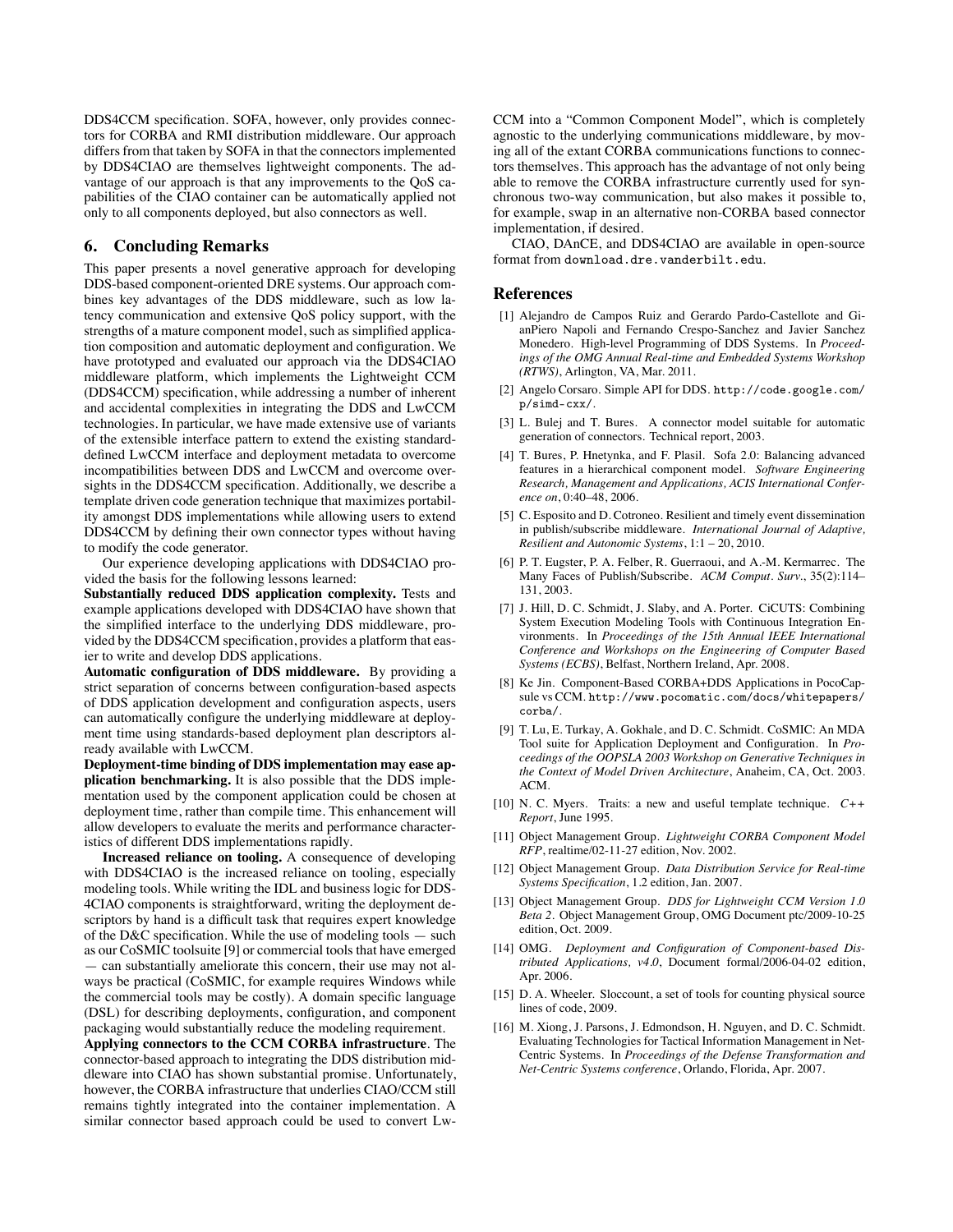DDS4CCM specification. SOFA, however, only provides connectors for CORBA and RMI distribution middleware. Our approach differs from that taken by SOFA in that the connectors implemented by DDS4CIAO are themselves lightweight components. The advantage of our approach is that any improvements to the QoS capabilities of the CIAO container can be automatically applied not only to all components deployed, but also connectors as well.

## 6. Concluding Remarks

This paper presents a novel generative approach for developing DDS-based component-oriented DRE systems. Our approach combines key advantages of the DDS middleware, such as low latency communication and extensive QoS policy support, with the strengths of a mature component model, such as simplified application composition and automatic deployment and configuration. We have prototyped and evaluated our approach via the DDS4CIAO middleware platform, which implements the Lightweight CCM (DDS4CCM) specification, while addressing a number of inherent and accidental complexities in integrating the DDS and LwCCM technologies. In particular, we have made extensive use of variants of the extensible interface pattern to extend the existing standard-defined LwCCM interface and deployment metadata to overcome incompatibilities between DDS and LwCCM and overcome oversights in the DDS4CCM specification. Additionally, we describe a template driven code generation technique that maximizes portability amongst DDS implementations while allowing users to extend DDS4CCM by defining their own connector types without having to modify the code generator.

Our experience developing applications with DDS4CIAO provided the basis for the following lessons learned:

**Substantially reduced DDS application complexity.** Tests and example applications developed with DDS4CIAO have shown that the simplified interface to the underlying DDS middleware, provided by the DDS4CCM specification, provides a platform that easier to write and develop DDS applications.

**Automatic configuration of DDS middleware.** By providing a strict separation of concerns between configuration-based aspects of DDS application development and configuration aspects, users can automatically configure the underlying middleware at deployment time using standards-based deployment plan descriptors already available with LwCCM.

**Deployment-time binding of DDS implementation may ease application benchmarking.** It is also possible that the DDS implementation used by the component application could be chosen at deployment time, rather than compile time. This enhancement will allow developers to evaluate the merits and performance characteristics of different DDS implementations rapidly.

**Increased reliance on tooling.** A consequence of developing with DDS4CIAO is the increased reliance on tooling, especially modeling tools. While writing the IDL and business logic for DDS4CIAO components is straightforward, writing the deployment descriptors by hand is a difficult task that requires expert knowledge of the D&C specification. While the use of modeling tools — such as our CoSMIC toolsuite [9] or commercial tools that have emerged — can substantially ameliorate this concern, their use may not always be practical (CoSMIC, for example requires Windows while the commercial tools may be costly). A domain specific language (DSL) for describing deployments, configuration, and component packaging would substantially reduce the modeling requirement.

**Applying connectors to the CCM CORBA infrastructure**. The connector-based approach to integrating the DDS distribution middleware into CIAO has shown substantial promise. Unfortunately, however, the CORBA infrastructure that underlies CIAO/CCM still remains tightly integrated into the container implementation. A similar connector based approach could be used to convert LwCCM into a "Common Component Model", which is completely agnostic to the underlying communications middleware, by moving all of the extant CORBA communications functions to connectors themselves. This approach has the advantage of not only being able to remove the CORBA infrastructure currently used for synchronous two-way communication, but also makes it possible to, for example, swap in an alternative non-CORBA based connector implementation, if desired.

CIAO, DAnCE, and DDS4CIAO are available in open-source format from `download.dre.vanderbilt.edu`.

## References

[1] Alejandro de Campos Ruiz and Gerardo Pardo-Castellote and GianPiero Napoli and Fernando Crespo-Sanchez and Javier Sanchez Monedero. High-level Programming of DDS Systems. In *Proceedings of the OMG Annual Real-time and Embedded Systems Workshop (RTWS)*, Arlington, VA, Mar. 2011.

[2] Angelo Corsaro. Simple API for DDS. `http://code.google.com/p/simd-cxx/`.

[3] L. Bulej and T. Bures. A connector model suitable for automatic generation of connectors. Technical report, 2003.

[4] T. Bures, P. Hnetynka, and F. Plasil. Sofa 2.0: Balancing advanced features in a hierarchical component model. *Software Engineering Research, Management and Applications, ACIS International Conference on*, 0:40–48, 2006.

[5] C. Esposito and D. Cotroneo. Resilient and timely event dissemination in publish/subscribe middleware. *International Journal of Adaptive, Resilient and Autonomic Systems*, 1:1 – 20, 2010.

[6] P. T. Eugster, P. A. Felber, R. Guerraoui, and A.-M. Kermarrec. The Many Faces of Publish/Subscribe. *ACM Comput. Surv.*, 35(2):114–131, 2003.

[7] J. Hill, D. C. Schmidt, J. Slaby, and A. Porter. CiCUTS: Combining System Execution Modeling Tools with Continuous Integration Environments. In *Proceedings of the 15th Annual IEEE International Conference and Workshops on the Engineering of Computer Based Systems (ECBS)*, Belfast, Northern Ireland, Apr. 2008.

[8] Ke Jin. Component-Based CORBA+DDS Applications in PocoCapsule vs CCM. `http://www.pocomatic.com/docs/whitepapers/corba/`.

[9] T. Lu, E. Turkay, A. Gokhale, and D. C. Schmidt. CoSMIC: An MDA Tool suite for Application Deployment and Configuration. In *Proceedings of the OOPSLA 2003 Workshop on Generative Techniques in the Context of Model Driven Architecture*, Anaheim, CA, Oct. 2003. ACM.

[10] N. C. Myers. Traits: a new and useful template technique. *C++ Report*, June 1995.

[11] Object Management Group. *Lightweight CORBA Component Model RFP*, realtime/02-11-27 edition, Nov. 2002.

[12] Object Management Group. *Data Distribution Service for Real-time Systems Specification*, 1.2 edition, Jan. 2007.

[13] Object Management Group. *DDS for Lightweight CCM Version 1.0 Beta 2*. Object Management Group, OMG Document ptc/2009-10-25 edition, Oct. 2009.

[14] OMG. *Deployment and Configuration of Component-based Distributed Applications, v4.0*, Document formal/2006-04-02 edition, Apr. 2006.

[15] D. A. Wheeler. Sloccount, a set of tools for counting physical source lines of code, 2009.

[16] M. Xiong, J. Parsons, J. Edmondson, H. Nguyen, and D. C. Schmidt. Evaluating Technologies for Tactical Information Management in Net-Centric Systems. In *Proceedings of the Defense Transformation and Net-Centric Systems conference*, Orlando, Florida, Apr. 2007.